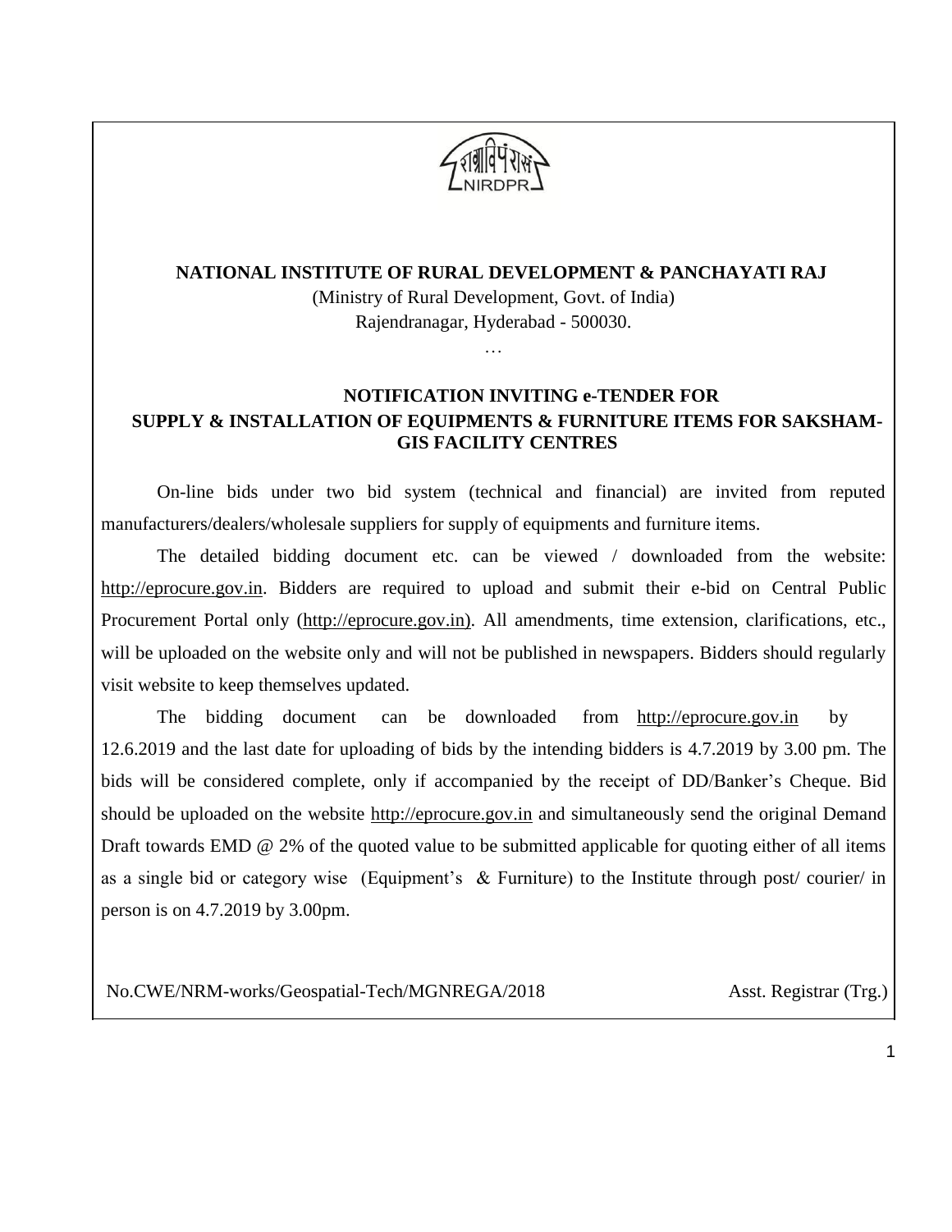**NATIONAL INSTITUTE OF RURAL DEVELOPMENT & PANCHAYATI RAJ**

(Ministry of Rural Development, Govt. of India)

Rajendranagar, Hyderabad - 500030.

…

## NOTIFICATION INVITING e-TENDER FOR SUPPLY & INSTALLATION OF EQUIPMENTS & FURNITURE ITEMS FOR SAKSHAM-GIS FACILITY CENTRES

On-line bids under two bid system (technical and financial) are invited from reputed manufacturers/dealers/wholesale suppliers for supply of equipments and furniture items.

The detailed bidding document etc. can be viewed / downloaded from the website: http://eprocure.gov.in. Bidders are required to upload and submit their e-bid on Central Public Procurement Portal only (http://eprocure.gov.in). All amendments, time extension, clarifications, etc., will be uploaded on the website only and will not be published in newspapers. Bidders should regularly visit website to keep themselves updated.

The bidding document can be downloaded from http://eprocure.gov.in by 12.6.2019 and the last date for uploading of bids by the intending bidders is 4.7.2019 by 3.00 pm. The bids will be considered complete, only if accompanied by the receipt of DD/Banker's Cheque. Bid should be uploaded on the website http://eprocure.gov.in and simultaneously send the original Demand Draft towards EMD @ 2% of the quoted value to be submitted applicable for quoting either of all items as a single bid or category wise (Equipment's & Furniture) to the Institute through post/ courier/ in person is on 4.7.2019 by 3.00pm.

No.CWE/NRM-works/Geospatial-Tech/MGNREGA/2018 Asst. Registrar (Trg.)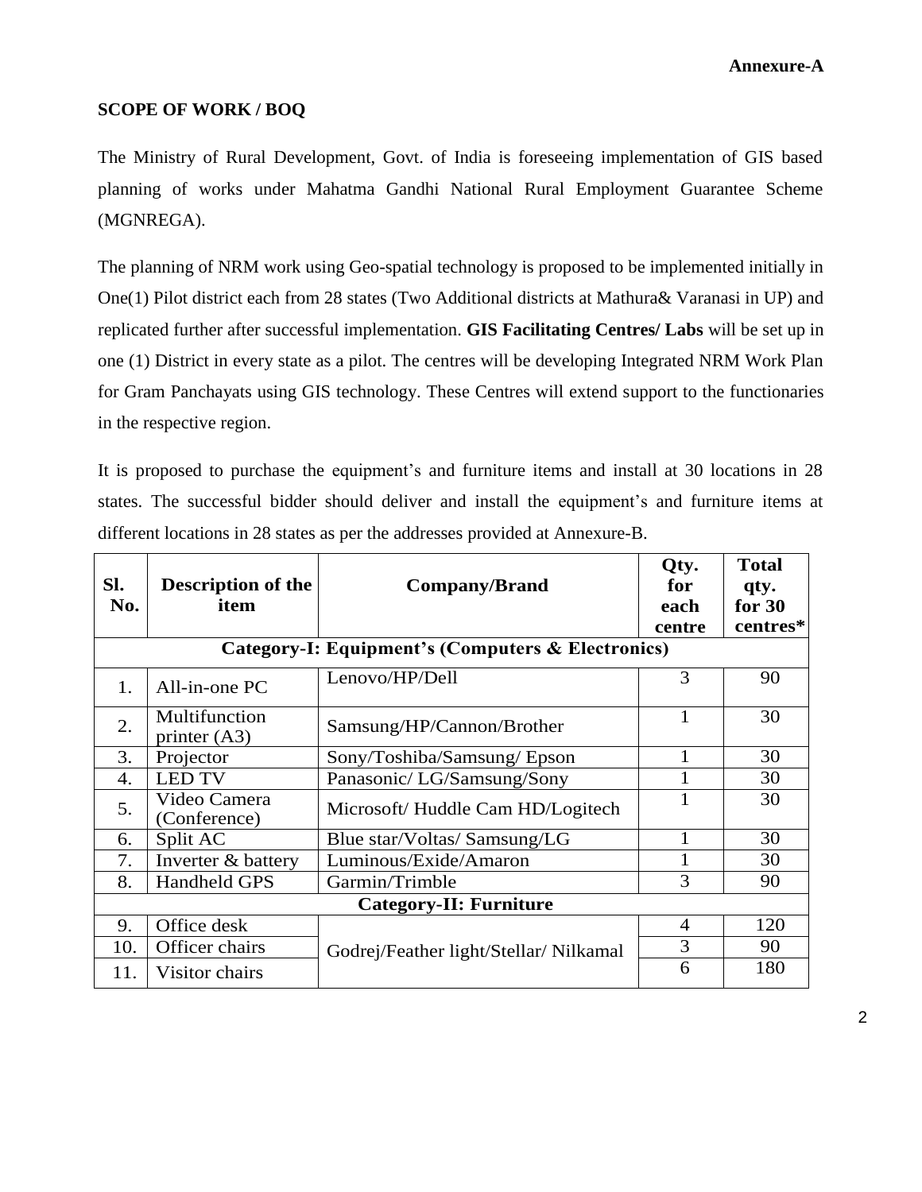**Annexure-A**

**SCOPE OF WORK / BOQ**

The Ministry of Rural Development, Govt. of India is foreseeing implementation of GIS based planning of works under Mahatma Gandhi National Rural Employment Guarantee Scheme (MGNREGA).

The planning of NRM work using Geo-spatial technology is proposed to be implemented initially in One(1) Pilot district each from 28 states (Two Additional districts at Mathura& Varanasi in UP) and replicated further after successful implementation. **GIS Facilitating Centres/ Labs** will be set up in one (1) District in every state as a pilot. The centres will be developing Integrated NRM Work Plan for Gram Panchayats using GIS technology. These Centres will extend support to the functionaries in the respective region.

It is proposed to purchase the equipment's and furniture items and install at 30 locations in 28 states. The successful bidder should deliver and install the equipment's and furniture items at different locations in 28 states as per the addresses provided at Annexure-B.

| Sl. No. | Description of the item | Company/Brand | Qty. for each centre | Total qty. for 30 centres* |
|---|---|---|---|---|
| **Category-I: Equipment's (Computers & Electronics)** | | | | |
| 1. | All-in-one PC | Lenovo/HP/Dell | 3 | 90 |
| 2. | Multifunction printer (A3) | Samsung/HP/Cannon/Brother | 1 | 30 |
| 3. | Projector | Sony/Toshiba/Samsung/ Epson | 1 | 30 |
| 4. | LED TV | Panasonic/ LG/Samsung/Sony | 1 | 30 |
| 5. | Video Camera (Conference) | Microsoft/ Huddle Cam HD/Logitech | 1 | 30 |
| 6. | Split AC | Blue star/Voltas/ Samsung/LG | 1 | 30 |
| 7. | Inverter & battery | Luminous/Exide/Amaron | 1 | 30 |
| 8. | Handheld GPS | Garmin/Trimble | 3 | 90 |
| **Category-II: Furniture** | | | | |
| 9. | Office desk | Godrej/Feather light/Stellar/ Nilkamal | 4 | 120 |
| 10. | Officer chairs | | 3 | 90 |
| 11. | Visitor chairs | | 6 | 180 |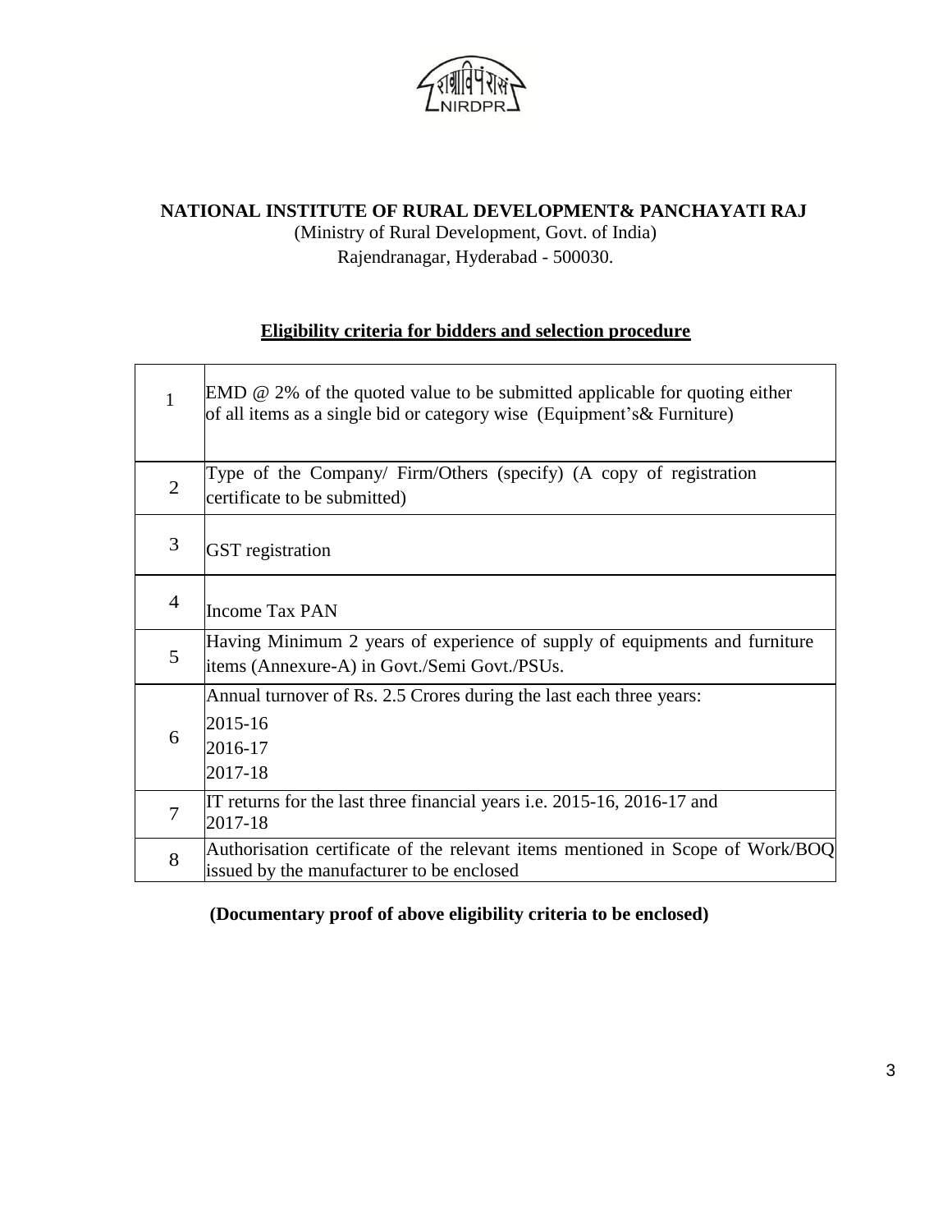**NATIONAL INSTITUTE OF RURAL DEVELOPMENT& PANCHAYATI RAJ**
(Ministry of Rural Development, Govt. of India)
Rajendranagar, Hyderabad - 500030.

## Eligibility criteria for bidders and selection procedure

| | |
|---|---|
| 1 | EMD @ 2% of the quoted value to be submitted applicable for quoting either of all items as a single bid or category wise (Equipment's& Furniture) |
| 2 | Type of the Company/ Firm/Others (specify) (A copy of registration certificate to be submitted) |
| 3 | GST registration |
| 4 | Income Tax PAN |
| 5 | Having Minimum 2 years of experience of supply of equipments and furniture items (Annexure-A) in Govt./Semi Govt./PSUs. |
| 6 | Annual turnover of Rs. 2.5 Crores during the last each three years:<br>2015-16<br>2016-17<br>2017-18 |
| 7 | IT returns for the last three financial years i.e. 2015-16, 2016-17 and 2017-18 |
| 8 | Authorisation certificate of the relevant items mentioned in Scope of Work/BOQ issued by the manufacturer to be enclosed |

**(Documentary proof of above eligibility criteria to be enclosed)**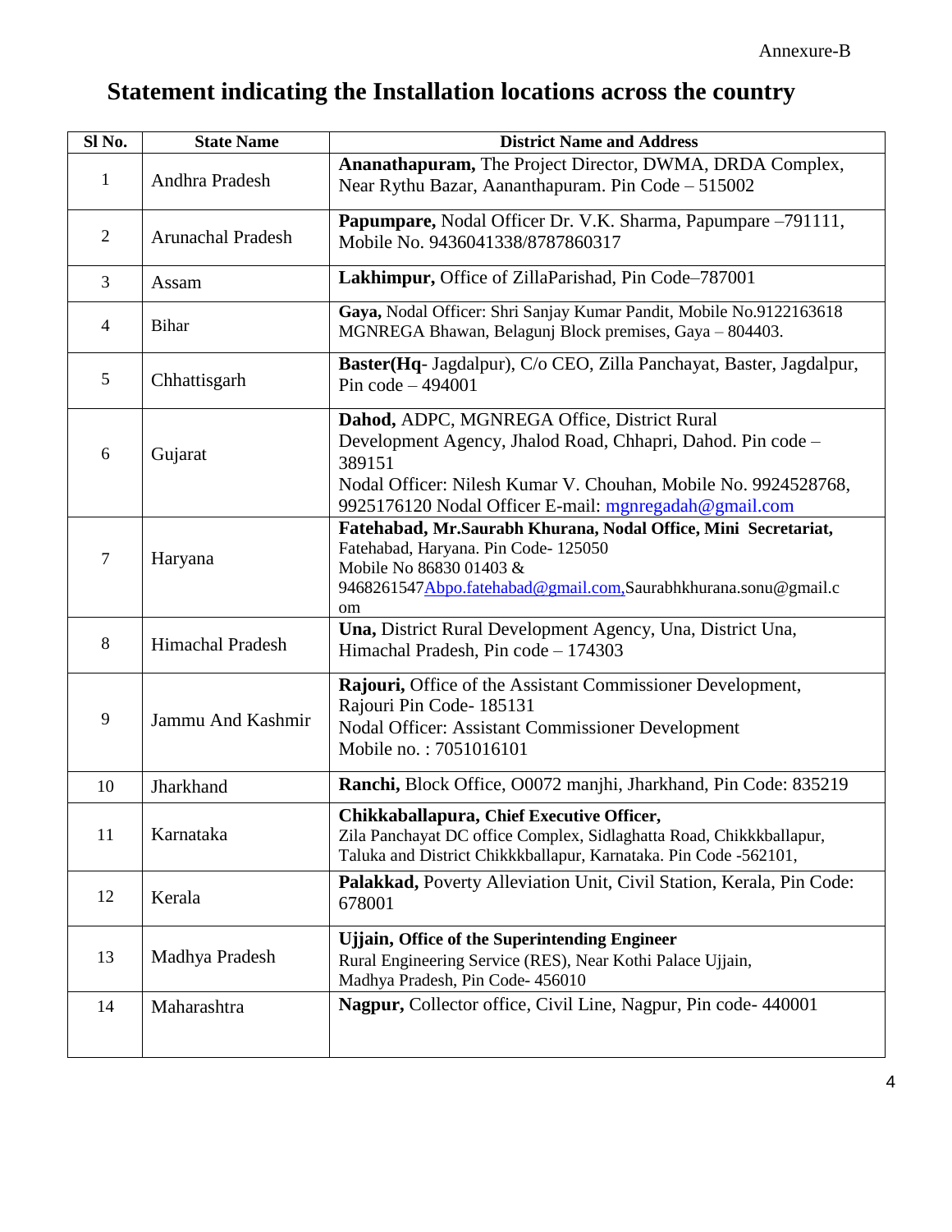Annexure-B

# Statement indicating the Installation locations across the country

| Sl No. | State Name | District Name and Address |
|---|---|---|
| 1 | Andhra Pradesh | **Ananathapuram,** The Project Director, DWMA, DRDA Complex, Near Rythu Bazar, Aananthapuram. Pin Code – 515002 |
| 2 | Arunachal Pradesh | **Papumpare,** Nodal Officer Dr. V.K. Sharma, Papumpare –791111, Mobile No. 9436041338/8787860317 |
| 3 | Assam | **Lakhimpur,** Office of ZillaParishad, Pin Code–787001 |
| 4 | Bihar | **Gaya,** Nodal Officer: Shri Sanjay Kumar Pandit, Mobile No.9122163618 MGNREGA Bhawan, Belagunj Block premises, Gaya – 804403. |
| 5 | Chhattisgarh | **Baster(Hq**- Jagdalpur), C/o CEO, Zilla Panchayat, Baster, Jagdalpur, Pin code – 494001 |
| 6 | Gujarat | **Dahod,** ADPC, MGNREGA Office, District Rural Development Agency, Jhalod Road, Chhapri, Dahod. Pin code – 389151<br>Nodal Officer: Nilesh Kumar V. Chouhan, Mobile No. 9924528768, 9925176120 Nodal Officer E-mail: mgnregadah@gmail.com |
| 7 | Haryana | **Fatehabad, Mr.Saurabh Khurana, Nodal Office, Mini Secretariat,** Fatehabad, Haryana. Pin Code- 125050<br>Mobile No 86830 01403 & 9468261547Abpo.fatehabad@gmail.com,Saurabhkhurana.sonu@gmail.com |
| 8 | Himachal Pradesh | **Una,** District Rural Development Agency, Una, District Una, Himachal Pradesh, Pin code – 174303 |
| 9 | Jammu And Kashmir | **Rajouri,** Office of the Assistant Commissioner Development, Rajouri Pin Code- 185131<br>Nodal Officer: Assistant Commissioner Development<br>Mobile no. : 7051016101 |
| 10 | Jharkhand | **Ranchi,** Block Office, O0072 manjhi, Jharkhand, Pin Code: 835219 |
| 11 | Karnataka | **Chikkaballapura, Chief Executive Officer,** Zila Panchayat DC office Complex, Sidlaghatta Road, Chikkkballapur, Taluka and District Chikkkballapur, Karnataka. Pin Code -562101, |
| 12 | Kerala | **Palakkad,** Poverty Alleviation Unit, Civil Station, Kerala, Pin Code: 678001 |
| 13 | Madhya Pradesh | **Ujjain, Office of the Superintending Engineer** Rural Engineering Service (RES), Near Kothi Palace Ujjain, Madhya Pradesh, Pin Code- 456010 |
| 14 | Maharashtra | **Nagpur,** Collector office, Civil Line, Nagpur, Pin code- 440001 |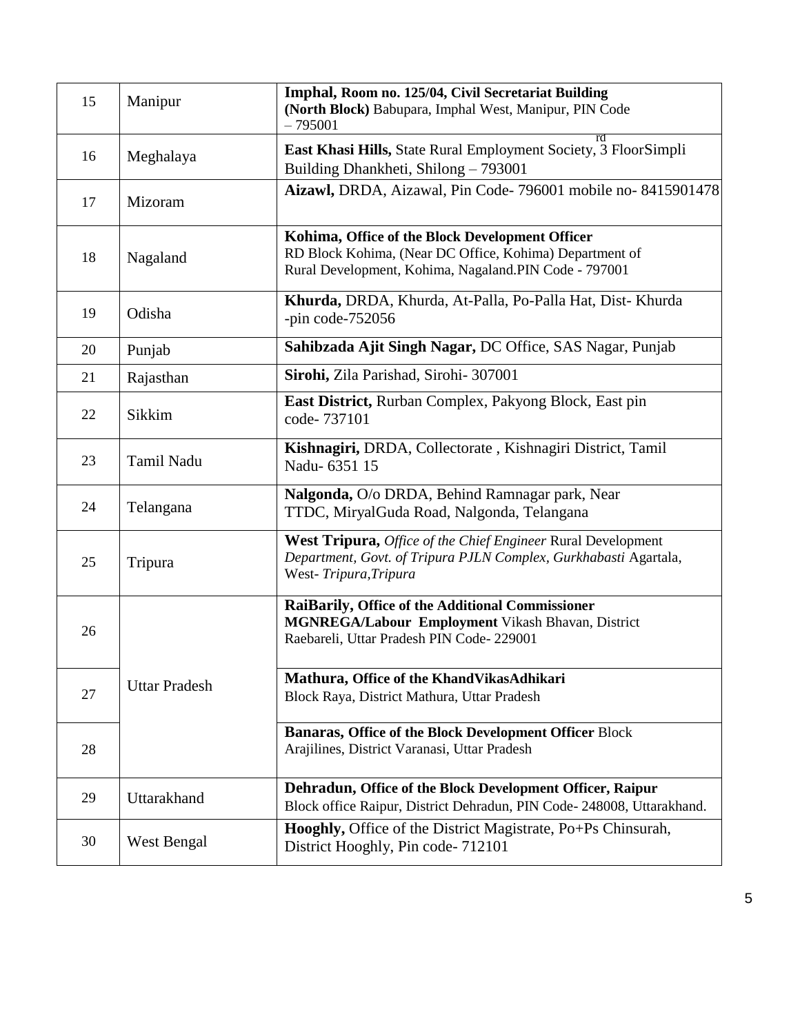| 15 | Manipur | **Imphal, Room no. 125/04, Civil Secretariat Building (North Block)** Babupara, Imphal West, Manipur, PIN Code – 795001 |
|---|---|---|
| 16 | Meghalaya | **East Khasi Hills,** State Rural Employment Society, 3rd FloorSimpli Building Dhankheti, Shilong – 793001 |
| 17 | Mizoram | **Aizawl,** DRDA, Aizawal, Pin Code- 796001 mobile no- 8415901478 |
| 18 | Nagaland | **Kohima, Office of the Block Development Officer** RD Block Kohima, (Near DC Office, Kohima) Department of Rural Development, Kohima, Nagaland.PIN Code - 797001 |
| 19 | Odisha | **Khurda,** DRDA, Khurda, At-Palla, Po-Palla Hat, Dist- Khurda -pin code-752056 |
| 20 | Punjab | **Sahibzada Ajit Singh Nagar,** DC Office, SAS Nagar, Punjab |
| 21 | Rajasthan | **Sirohi,** Zila Parishad, Sirohi- 307001 |
| 22 | Sikkim | **East District,** Rurban Complex, Pakyong Block, East pin code- 737101 |
| 23 | Tamil Nadu | **Kishnagiri,** DRDA, Collectorate , Kishnagiri District, Tamil Nadu- 6351 15 |
| 24 | Telangana | **Nalgonda,** O/o DRDA, Behind Ramnagar park, Near TTDC, MiryalGuda Road, Nalgonda, Telangana |
| 25 | Tripura | **West Tripura,** *Office of the Chief Engineer* Rural Development *Department, Govt. of Tripura PJLN Complex, Gurkhabasti* Agartala, West- *Tripura,Tripura* |
| 26 | Uttar Pradesh | **RaiBarily, Office of the Additional Commissioner MGNREGA/Labour Employment** Vikash Bhavan, District Raebareli, Uttar Pradesh PIN Code- 229001 |
| 27 | | **Mathura, Office of the KhandVikasAdhikari** Block Raya, District Mathura, Uttar Pradesh |
| 28 | | **Banaras, Office of the Block Development Officer** Block Arajilines, District Varanasi, Uttar Pradesh |
| 29 | Uttarakhand | **Dehradun, Office of the Block Development Officer, Raipur** Block office Raipur, District Dehradun, PIN Code- 248008, Uttarakhand. |
| 30 | West Bengal | **Hooghly,** Office of the District Magistrate, Po+Ps Chinsurah, District Hooghly, Pin code- 712101 |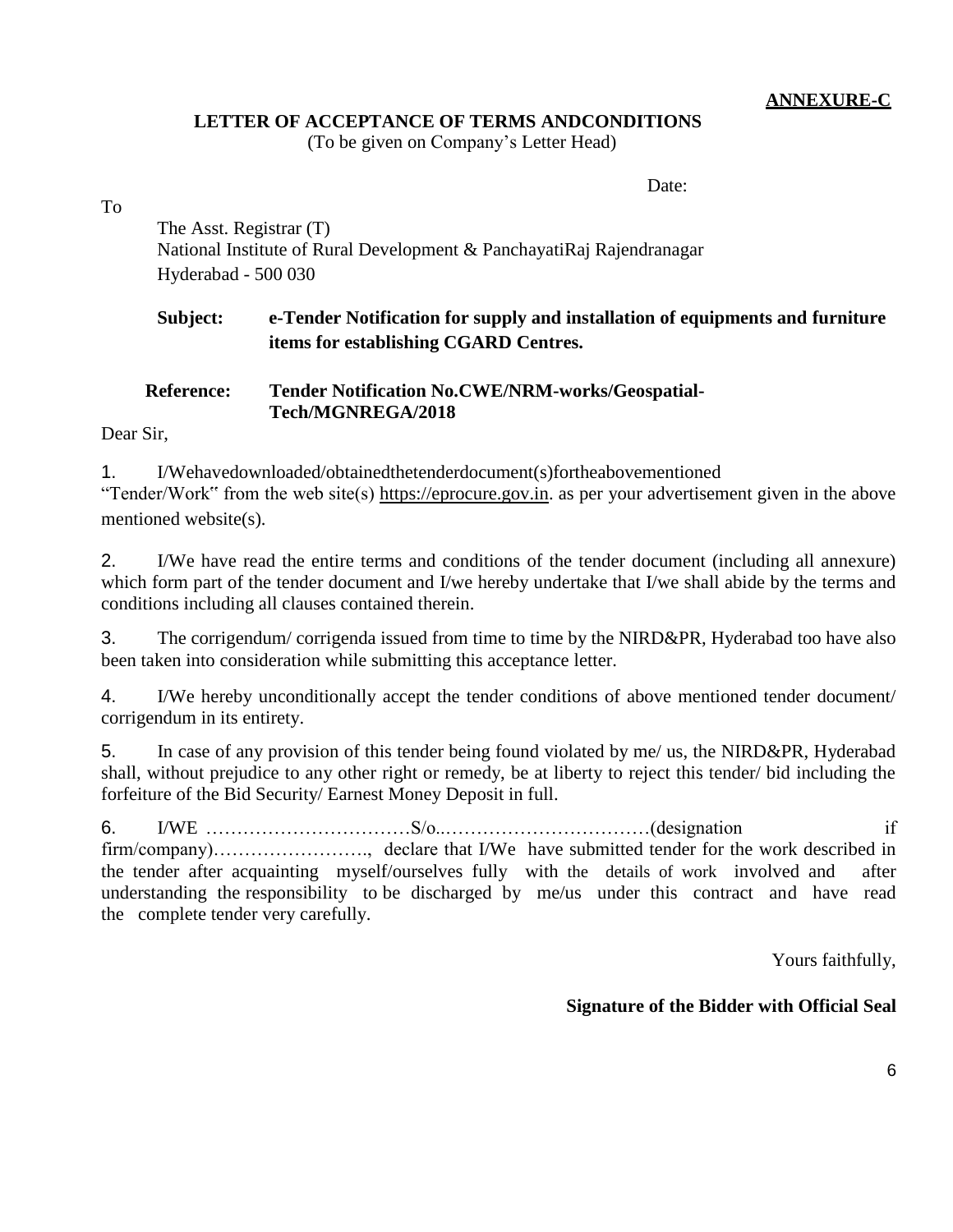**ANNEXURE-C**

**LETTER OF ACCEPTANCE OF TERMS ANDCONDITIONS**

(To be given on Company's Letter Head)

Date:

To

The Asst. Registrar (T)
National Institute of Rural Development & PanchayatiRaj Rajendranagar
Hyderabad - 500 030

**Subject:** **e-Tender Notification for supply and installation of equipments and furniture items for establishing CGARD Centres.**

**Reference:** **Tender Notification No.CWE/NRM-works/Geospatial-Tech/MGNREGA/2018**

Dear Sir,

1. I/Wehavedownloaded/obtainedthetenderdocument(s)fortheabovementioned "Tender/Work" from the web site(s) https://eprocure.gov.in. as per your advertisement given in the above mentioned website(s).

2. I/We have read the entire terms and conditions of the tender document (including all annexure) which form part of the tender document and I/we hereby undertake that I/we shall abide by the terms and conditions including all clauses contained therein.

3. The corrigendum/ corrigenda issued from time to time by the NIRD&PR, Hyderabad too have also been taken into consideration while submitting this acceptance letter.

4. I/We hereby unconditionally accept the tender conditions of above mentioned tender document/ corrigendum in its entirety.

5. In case of any provision of this tender being found violated by me/ us, the NIRD&PR, Hyderabad shall, without prejudice to any other right or remedy, be at liberty to reject this tender/ bid including the forfeiture of the Bid Security/ Earnest Money Deposit in full.

6. I/WE ……………………………S/o..……………………………(designation if firm/company)……………………., declare that I/We have submitted tender for the work described in the tender after acquainting myself/ourselves fully with the details of work involved and after understanding the responsibility to be discharged by me/us under this contract and have read the complete tender very carefully.

Yours faithfully,

**Signature of the Bidder with Official Seal**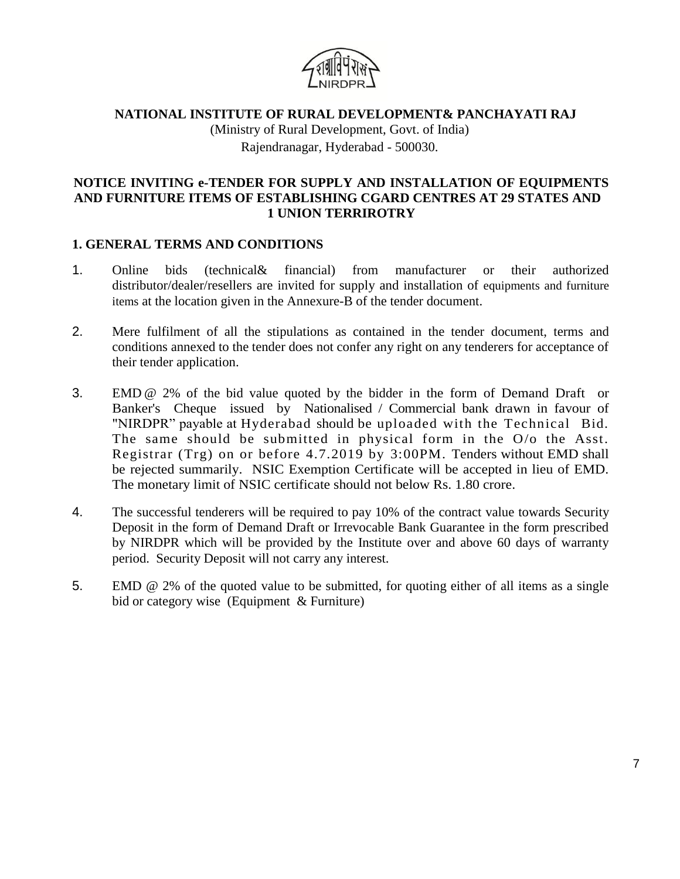**NATIONAL INSTITUTE OF RURAL DEVELOPMENT& PANCHAYATI RAJ**

(Ministry of Rural Development, Govt. of India)

Rajendranagar, Hyderabad - 500030.

**NOTICE INVITING e-TENDER FOR SUPPLY AND INSTALLATION OF EQUIPMENTS AND FURNITURE ITEMS OF ESTABLISHING CGARD CENTRES AT 29 STATES AND 1 UNION TERRIROTRY**

## 1. GENERAL TERMS AND CONDITIONS

1. Online bids (technical& financial) from manufacturer or their authorized distributor/dealer/resellers are invited for supply and installation of equipments and furniture items at the location given in the Annexure-B of the tender document.

2. Mere fulfilment of all the stipulations as contained in the tender document, terms and conditions annexed to the tender does not confer any right on any tenderers for acceptance of their tender application.

3. EMD @ 2% of the bid value quoted by the bidder in the form of Demand Draft or Banker's Cheque issued by Nationalised / Commercial bank drawn in favour of "NIRDPR" payable at Hyderabad should be uploaded with the Technical Bid. The same should be submitted in physical form in the O/o the Asst. Registrar (Trg) on or before 4.7.2019 by 3:00PM. Tenders without EMD shall be rejected summarily. NSIC Exemption Certificate will be accepted in lieu of EMD. The monetary limit of NSIC certificate should not below Rs. 1.80 crore.

4. The successful tenderers will be required to pay 10% of the contract value towards Security Deposit in the form of Demand Draft or Irrevocable Bank Guarantee in the form prescribed by NIRDPR which will be provided by the Institute over and above 60 days of warranty period. Security Deposit will not carry any interest.

5. EMD @ 2% of the quoted value to be submitted, for quoting either of all items as a single bid or category wise (Equipment & Furniture)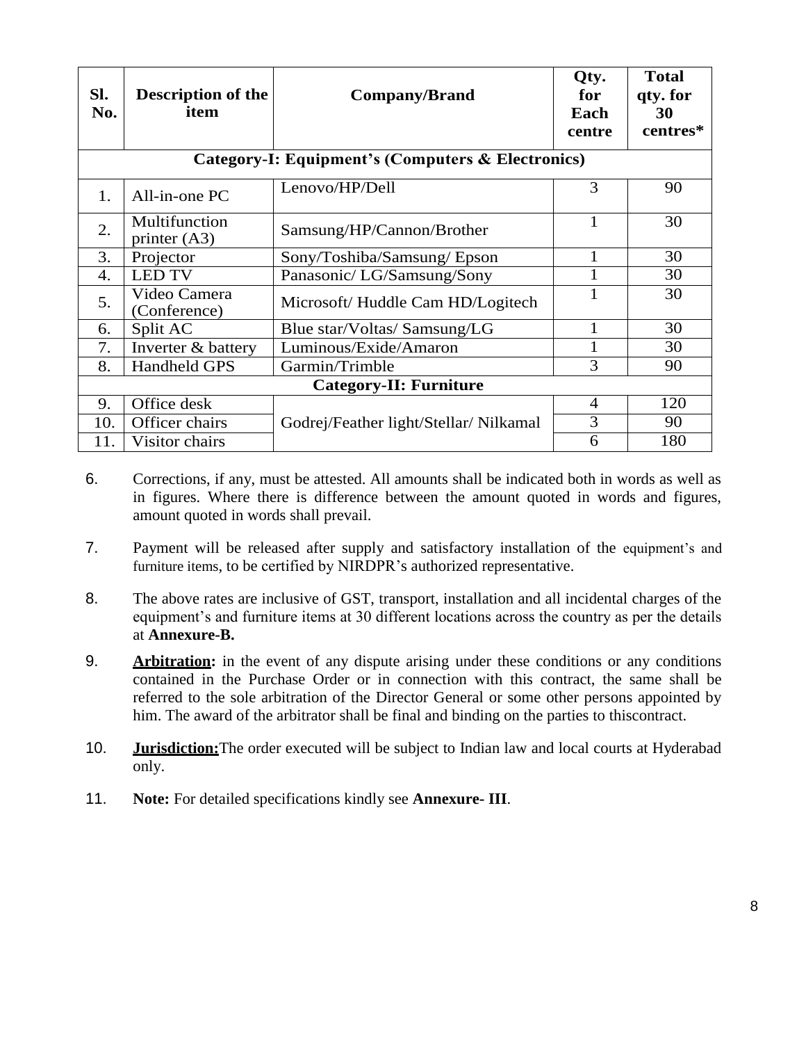| Sl. No. | Description of the item | Company/Brand | Qty. for Each centre | Total qty. for 30 centres* |
|---|---|---|---|---|
| **Category-I: Equipment's (Computers & Electronics)** | | | | |
| 1. | All-in-one PC | Lenovo/HP/Dell | 3 | 90 |
| 2. | Multifunction printer (A3) | Samsung/HP/Cannon/Brother | 1 | 30 |
| 3. | Projector | Sony/Toshiba/Samsung/ Epson | 1 | 30 |
| 4. | LED TV | Panasonic/ LG/Samsung/Sony | 1 | 30 |
| 5. | Video Camera (Conference) | Microsoft/ Huddle Cam HD/Logitech | 1 | 30 |
| 6. | Split AC | Blue star/Voltas/ Samsung/LG | 1 | 30 |
| 7. | Inverter & battery | Luminous/Exide/Amaron | 1 | 30 |
| 8. | Handheld GPS | Garmin/Trimble | 3 | 90 |
| **Category-II: Furniture** | | | | |
| 9. | Office desk | Godrej/Feather light/Stellar/ Nilkamal | 4 | 120 |
| 10. | Officer chairs | | 3 | 90 |
| 11. | Visitor chairs | | 6 | 180 |

6. Corrections, if any, must be attested. All amounts shall be indicated both in words as well as in figures. Where there is difference between the amount quoted in words and figures, amount quoted in words shall prevail.

7. Payment will be released after supply and satisfactory installation of the equipment's and furniture items, to be certified by NIRDPR's authorized representative.

8. The above rates are inclusive of GST, transport, installation and all incidental charges of the equipment's and furniture items at 30 different locations across the country as per the details at **Annexure-B.**

9. **Arbitration:** in the event of any dispute arising under these conditions or any conditions contained in the Purchase Order or in connection with this contract, the same shall be referred to the sole arbitration of the Director General or some other persons appointed by him. The award of the arbitrator shall be final and binding on the parties to thiscontract.

10. **Jurisdiction:**The order executed will be subject to Indian law and local courts at Hyderabad only.

11. **Note:** For detailed specifications kindly see **Annexure- III**.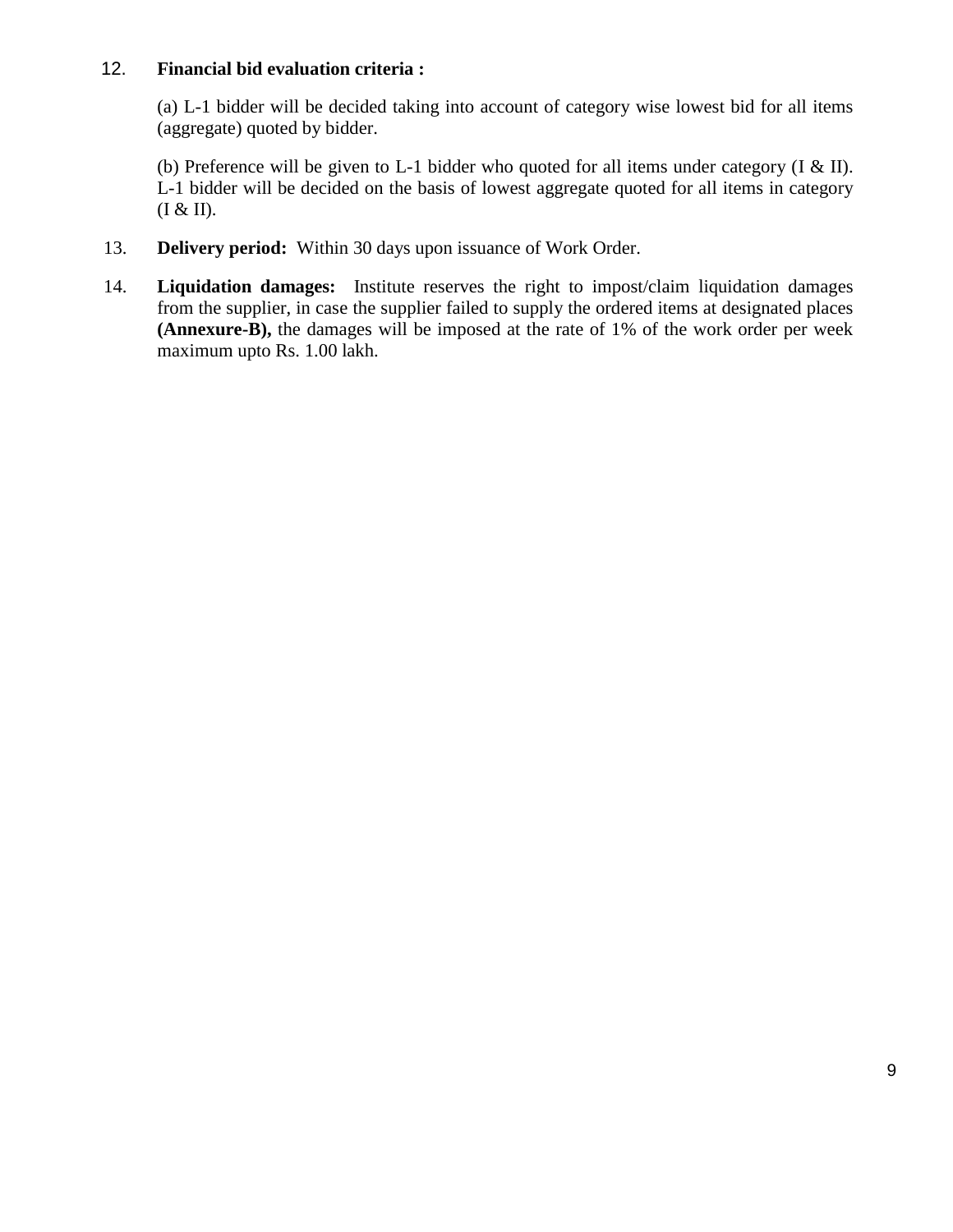12. **Financial bid evaluation criteria :**

    (a) L-1 bidder will be decided taking into account of category wise lowest bid for all items (aggregate) quoted by bidder.

    (b) Preference will be given to L-1 bidder who quoted for all items under category (I & II). L-1 bidder will be decided on the basis of lowest aggregate quoted for all items in category (I & II).

13. **Delivery period:** Within 30 days upon issuance of Work Order.

14. **Liquidation damages:** Institute reserves the right to impost/claim liquidation damages from the supplier, in case the supplier failed to supply the ordered items at designated places **(Annexure-B),** the damages will be imposed at the rate of 1% of the work order per week maximum upto Rs. 1.00 lakh.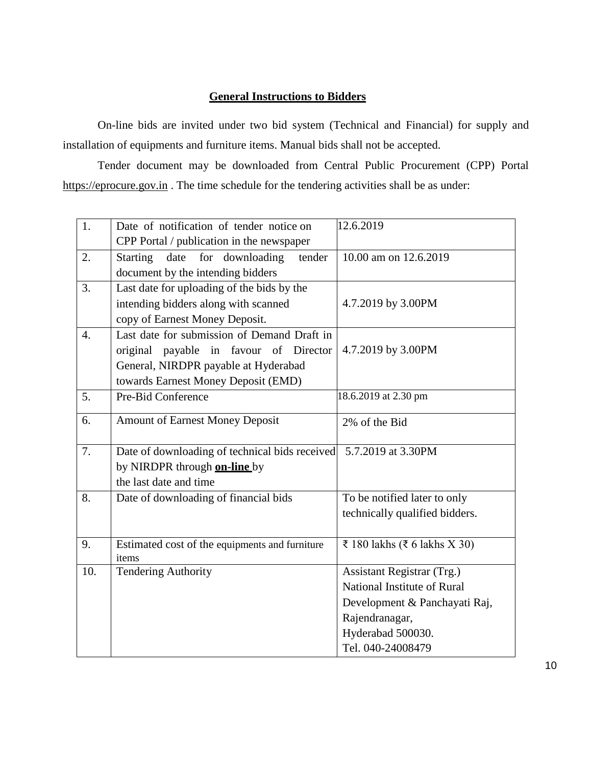## General Instructions to Bidders

On-line bids are invited under two bid system (Technical and Financial) for supply and installation of equipments and furniture items. Manual bids shall not be accepted.

Tender document may be downloaded from Central Public Procurement (CPP) Portal https://eprocure.gov.in . The time schedule for the tendering activities shall be as under:

| | | |
|---|---|---|
| 1. | Date of notification of tender notice on CPP Portal / publication in the newspaper | 12.6.2019 |
| 2. | Starting date for downloading tender document by the intending bidders | 10.00 am on 12.6.2019 |
| 3. | Last date for uploading of the bids by the intending bidders along with scanned copy of Earnest Money Deposit. | 4.7.2019 by 3.00PM |
| 4. | Last date for submission of Demand Draft in original payable in favour of Director General, NIRDPR payable at Hyderabad towards Earnest Money Deposit (EMD) | 4.7.2019 by 3.00PM |
| 5. | Pre-Bid Conference | 18.6.2019 at 2.30 pm |
| 6. | Amount of Earnest Money Deposit | 2% of the Bid |
| 7. | Date of downloading of technical bids received by NIRDPR through **on-line** by the last date and time | 5.7.2019 at 3.30PM |
| 8. | Date of downloading of financial bids | To be notified later to only technically qualified bidders. |
| 9. | Estimated cost of the equipments and furniture items | ₹ 180 lakhs (₹ 6 lakhs X 30) |
| 10. | Tendering Authority | Assistant Registrar (Trg.)<br>National Institute of Rural Development & Panchayati Raj,<br>Rajendranagar,<br>Hyderabad 500030.<br>Tel. 040-24008479 |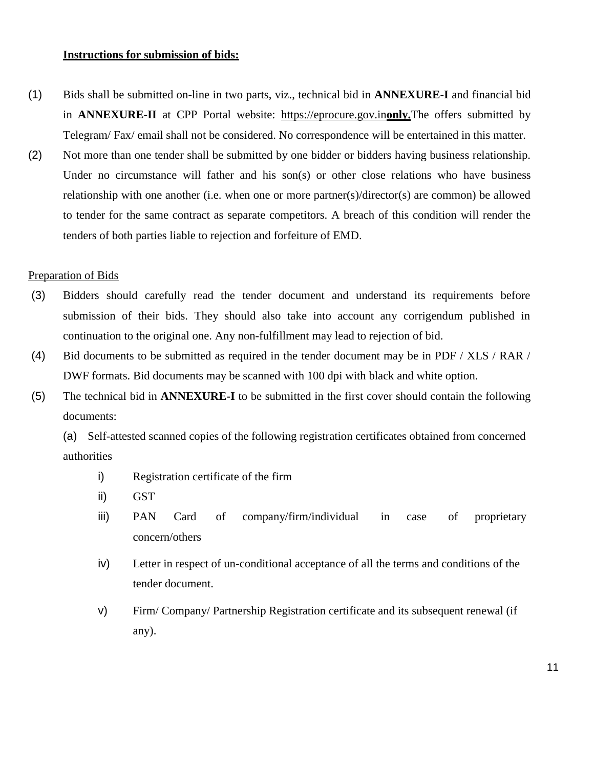**Instructions for submission of bids:**

(1) Bids shall be submitted on-line in two parts, viz., technical bid in **ANNEXURE-I** and financial bid in **ANNEXURE-II** at CPP Portal website: https://eprocure.gov.in**only.**The offers submitted by Telegram/ Fax/ email shall not be considered. No correspondence will be entertained in this matter.

(2) Not more than one tender shall be submitted by one bidder or bidders having business relationship. Under no circumstance will father and his son(s) or other close relations who have business relationship with one another (i.e. when one or more partner(s)/director(s) are common) be allowed to tender for the same contract as separate competitors. A breach of this condition will render the tenders of both parties liable to rejection and forfeiture of EMD.

Preparation of Bids

(3) Bidders should carefully read the tender document and understand its requirements before submission of their bids. They should also take into account any corrigendum published in continuation to the original one. Any non-fulfillment may lead to rejection of bid.

(4) Bid documents to be submitted as required in the tender document may be in PDF / XLS / RAR / DWF formats. Bid documents may be scanned with 100 dpi with black and white option.

(5) The technical bid in **ANNEXURE-I** to be submitted in the first cover should contain the following documents:

(a) Self-attested scanned copies of the following registration certificates obtained from concerned authorities

- i) Registration certificate of the firm
- ii) GST
- iii) PAN Card of company/firm/individual in case of proprietary concern/others
- iv) Letter in respect of un-conditional acceptance of all the terms and conditions of the tender document.
- v) Firm/ Company/ Partnership Registration certificate and its subsequent renewal (if any).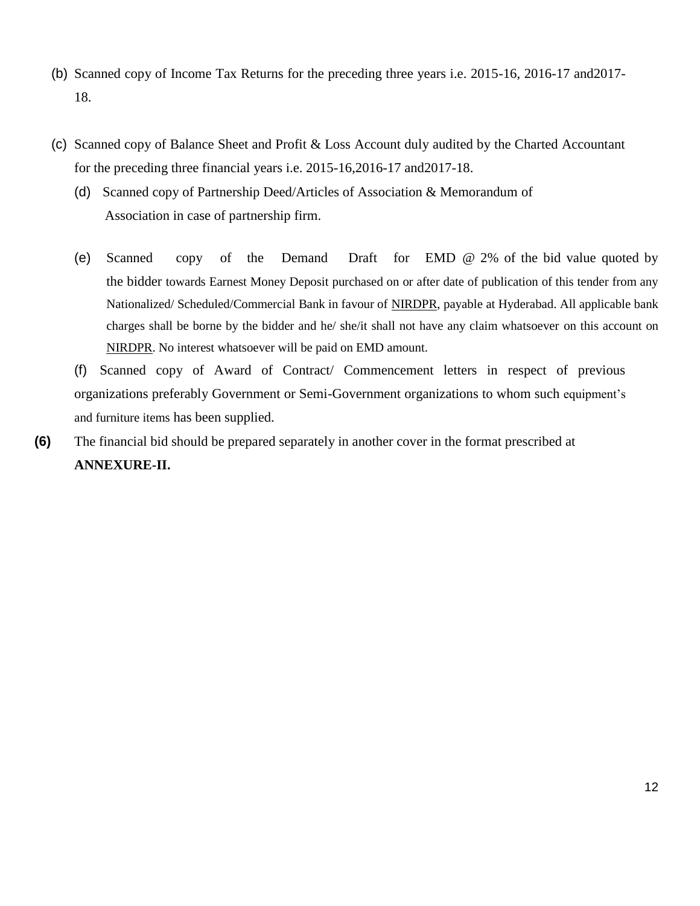(b) Scanned copy of Income Tax Returns for the preceding three years i.e. 2015-16, 2016-17 and2017-18.

(c) Scanned copy of Balance Sheet and Profit & Loss Account duly audited by the Charted Accountant for the preceding three financial years i.e. 2015-16,2016-17 and2017-18.

(d) Scanned copy of Partnership Deed/Articles of Association & Memorandum of Association in case of partnership firm.

(e) Scanned copy of the Demand Draft for EMD @ 2% of the bid value quoted by the bidder towards Earnest Money Deposit purchased on or after date of publication of this tender from any Nationalized/ Scheduled/Commercial Bank in favour of NIRDPR, payable at Hyderabad. All applicable bank charges shall be borne by the bidder and he/ she/it shall not have any claim whatsoever on this account on NIRDPR. No interest whatsoever will be paid on EMD amount.

(f) Scanned copy of Award of Contract/ Commencement letters in respect of previous organizations preferably Government or Semi-Government organizations to whom such equipment's and furniture items has been supplied.

**(6)** The financial bid should be prepared separately in another cover in the format prescribed at **ANNEXURE-II.**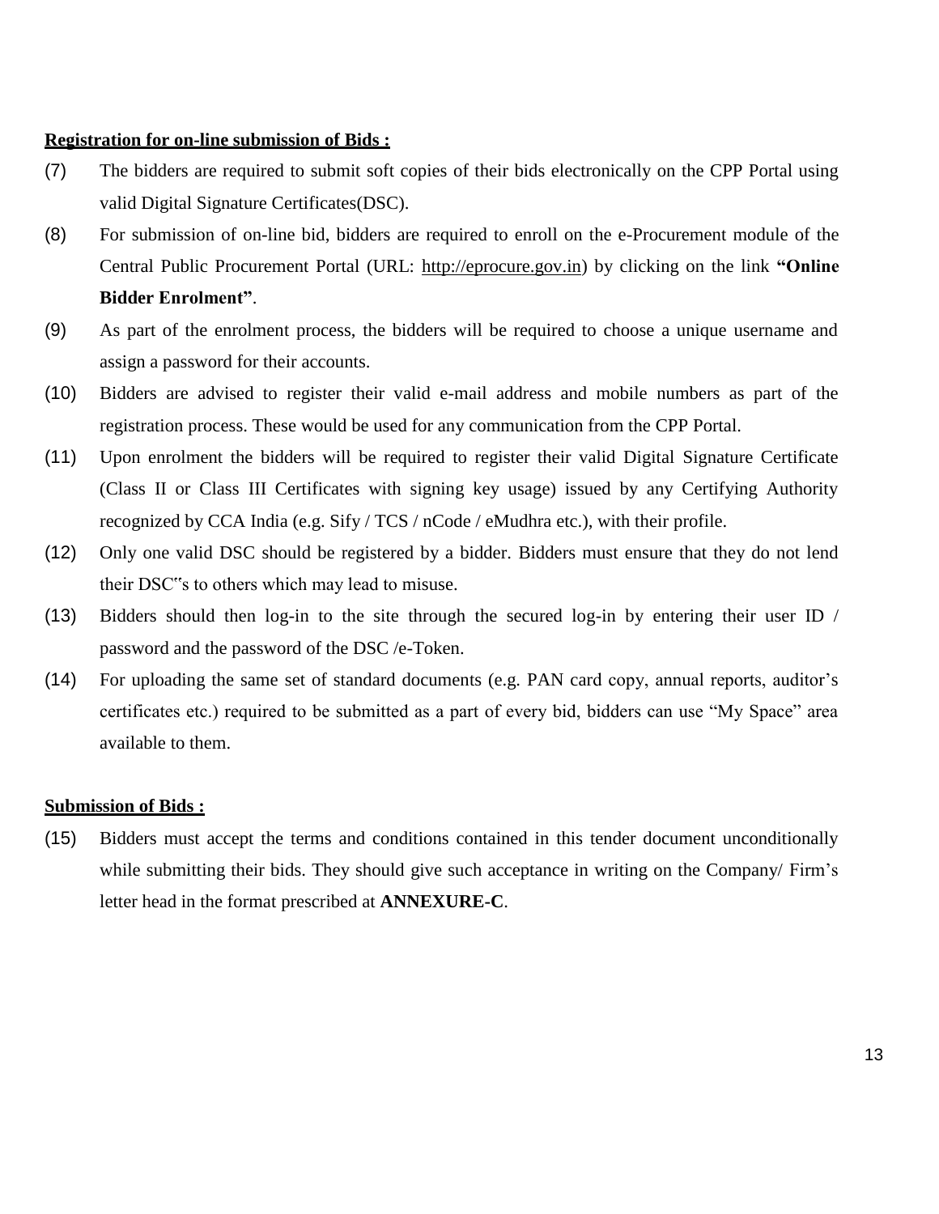**Registration for on-line submission of Bids :**

(7) The bidders are required to submit soft copies of their bids electronically on the CPP Portal using valid Digital Signature Certificates(DSC).

(8) For submission of on-line bid, bidders are required to enroll on the e-Procurement module of the Central Public Procurement Portal (URL: http://eprocure.gov.in) by clicking on the link **"Online Bidder Enrolment"**.

(9) As part of the enrolment process, the bidders will be required to choose a unique username and assign a password for their accounts.

(10) Bidders are advised to register their valid e-mail address and mobile numbers as part of the registration process. These would be used for any communication from the CPP Portal.

(11) Upon enrolment the bidders will be required to register their valid Digital Signature Certificate (Class II or Class III Certificates with signing key usage) issued by any Certifying Authority recognized by CCA India (e.g. Sify / TCS / nCode / eMudhra etc.), with their profile.

(12) Only one valid DSC should be registered by a bidder. Bidders must ensure that they do not lend their DSC"s to others which may lead to misuse.

(13) Bidders should then log-in to the site through the secured log-in by entering their user ID / password and the password of the DSC /e-Token.

(14) For uploading the same set of standard documents (e.g. PAN card copy, annual reports, auditor's certificates etc.) required to be submitted as a part of every bid, bidders can use "My Space" area available to them.

**Submission of Bids :**

(15) Bidders must accept the terms and conditions contained in this tender document unconditionally while submitting their bids. They should give such acceptance in writing on the Company/ Firm's letter head in the format prescribed at **ANNEXURE-C**.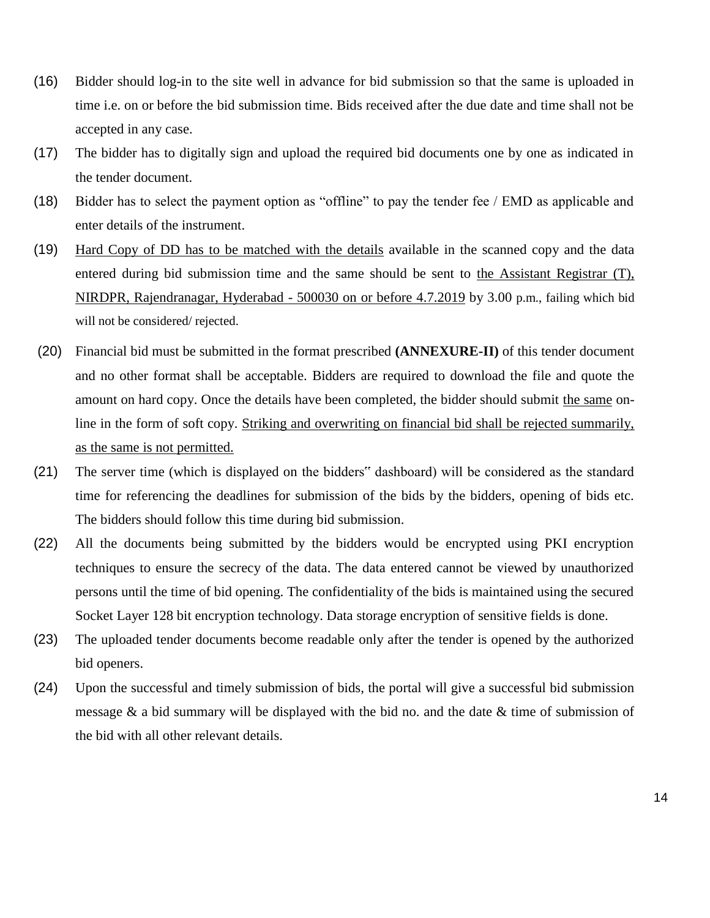(16) Bidder should log-in to the site well in advance for bid submission so that the same is uploaded in time i.e. on or before the bid submission time. Bids received after the due date and time shall not be accepted in any case.

(17) The bidder has to digitally sign and upload the required bid documents one by one as indicated in the tender document.

(18) Bidder has to select the payment option as "offline" to pay the tender fee / EMD as applicable and enter details of the instrument.

(19) <u>Hard Copy of DD has to be matched with the details</u> available in the scanned copy and the data entered during bid submission time and the same should be sent to <u>the Assistant Registrar (T), NIRDPR, Rajendranagar, Hyderabad - 500030 on or before 4.7.2019</u> by 3.00 p.m., failing which bid will not be considered/ rejected.

(20) Financial bid must be submitted in the format prescribed **(ANNEXURE-II)** of this tender document and no other format shall be acceptable. Bidders are required to download the file and quote the amount on hard copy. Once the details have been completed, the bidder should submit <u>the same</u> on-line in the form of soft copy. <u>Striking and overwriting on financial bid shall be rejected summarily, as the same is not permitted.</u>

(21) The server time (which is displayed on the bidders" dashboard) will be considered as the standard time for referencing the deadlines for submission of the bids by the bidders, opening of bids etc. The bidders should follow this time during bid submission.

(22) All the documents being submitted by the bidders would be encrypted using PKI encryption techniques to ensure the secrecy of the data. The data entered cannot be viewed by unauthorized persons until the time of bid opening. The confidentiality of the bids is maintained using the secured Socket Layer 128 bit encryption technology. Data storage encryption of sensitive fields is done.

(23) The uploaded tender documents become readable only after the tender is opened by the authorized bid openers.

(24) Upon the successful and timely submission of bids, the portal will give a successful bid submission message & a bid summary will be displayed with the bid no. and the date & time of submission of the bid with all other relevant details.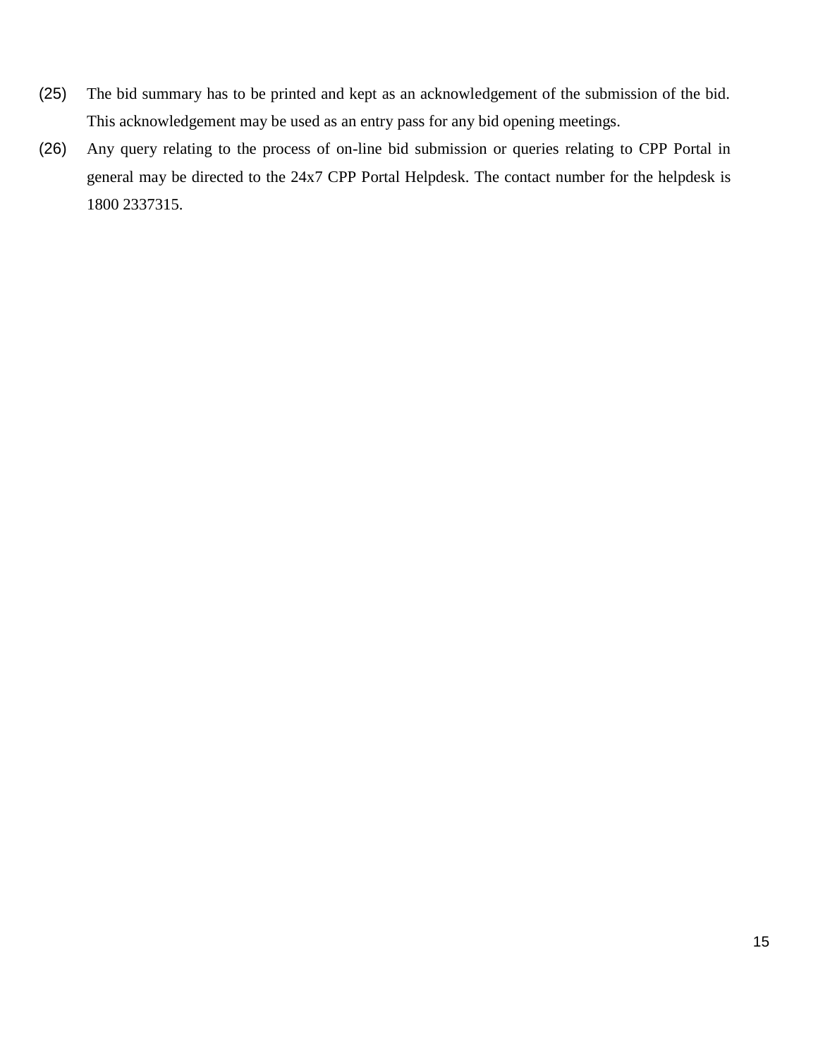(25) The bid summary has to be printed and kept as an acknowledgement of the submission of the bid. This acknowledgement may be used as an entry pass for any bid opening meetings.

(26) Any query relating to the process of on-line bid submission or queries relating to CPP Portal in general may be directed to the 24x7 CPP Portal Helpdesk. The contact number for the helpdesk is 1800 2337315.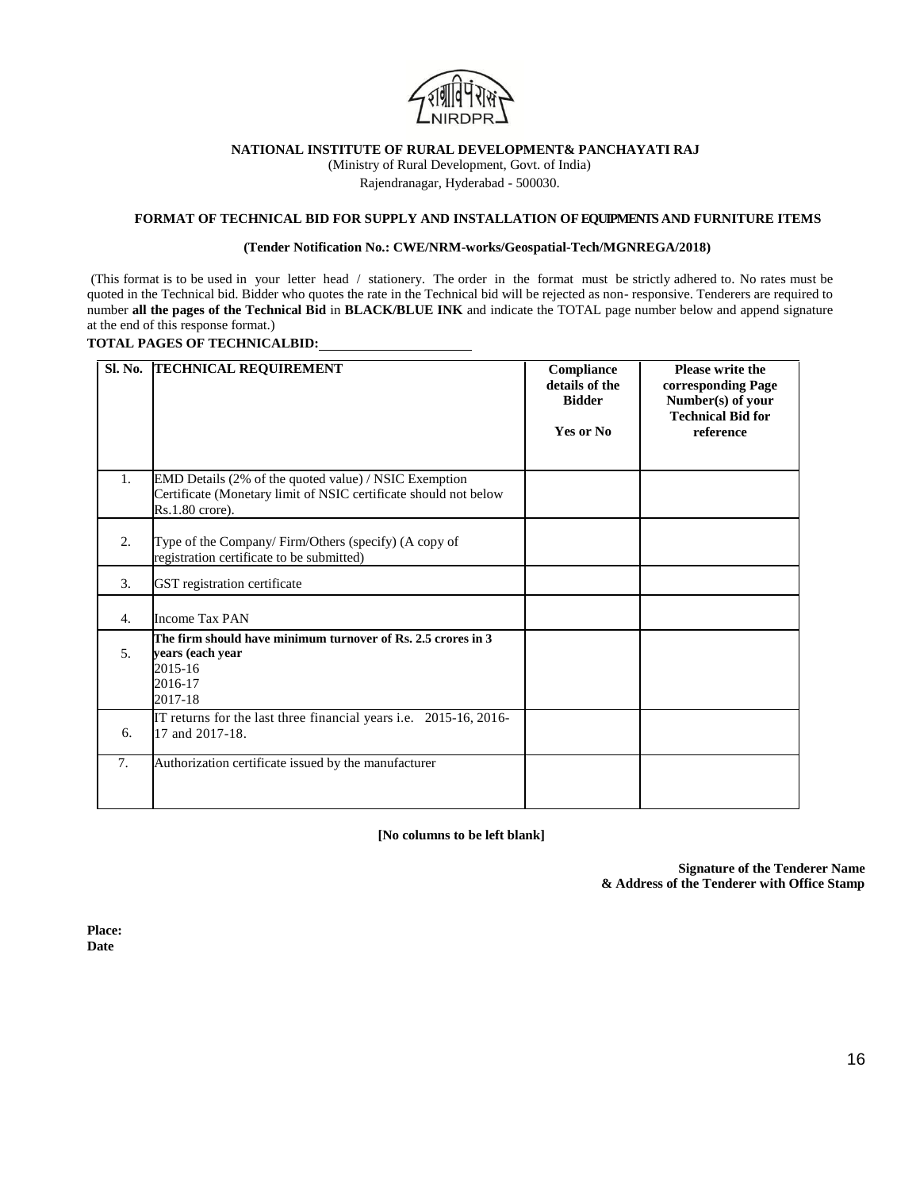**NATIONAL INSTITUTE OF RURAL DEVELOPMENT& PANCHAYATI RAJ**

(Ministry of Rural Development, Govt. of India)

Rajendranagar, Hyderabad - 500030.

**FORMAT OF TECHNICAL BID FOR SUPPLY AND INSTALLATION OF EQUIPMENTS AND FURNITURE ITEMS**

**(Tender Notification No.: CWE/NRM-works/Geospatial-Tech/MGNREGA/2018)**

(This format is to be used in your letter head / stationery. The order in the format must be strictly adhered to. No rates must be quoted in the Technical bid. Bidder who quotes the rate in the Technical bid will be rejected as non- responsive. Tenderers are required to number **all the pages of the Technical Bid** in **BLACK/BLUE INK** and indicate the TOTAL page number below and append signature at the end of this response format.)

**TOTAL PAGES OF TECHNICALBID:** ____________________

| Sl. No. | TECHNICAL REQUIREMENT | Compliance details of the Bidder<br><br>Yes or No | Please write the corresponding Page Number(s) of your Technical Bid for reference |
|---|---|---|---|
| 1. | EMD Details (2% of the quoted value) / NSIC Exemption Certificate (Monetary limit of NSIC certificate should not below Rs.1.80 crore). | | |
| 2. | Type of the Company/ Firm/Others (specify) (A copy of registration certificate to be submitted) | | |
| 3. | GST registration certificate | | |
| 4. | Income Tax PAN | | |
| 5. | **The firm should have minimum turnover of Rs. 2.5 crores in 3 years (each year**<br>2015-16<br>2016-17<br>2017-18 | | |
| 6. | IT returns for the last three financial years i.e. 2015-16, 2016-17 and 2017-18. | | |
| 7. | Authorization certificate issued by the manufacturer | | |

**[No columns to be left blank]**

**Signature of the Tenderer Name & Address of the Tenderer with Office Stamp**

**Place:**
**Date**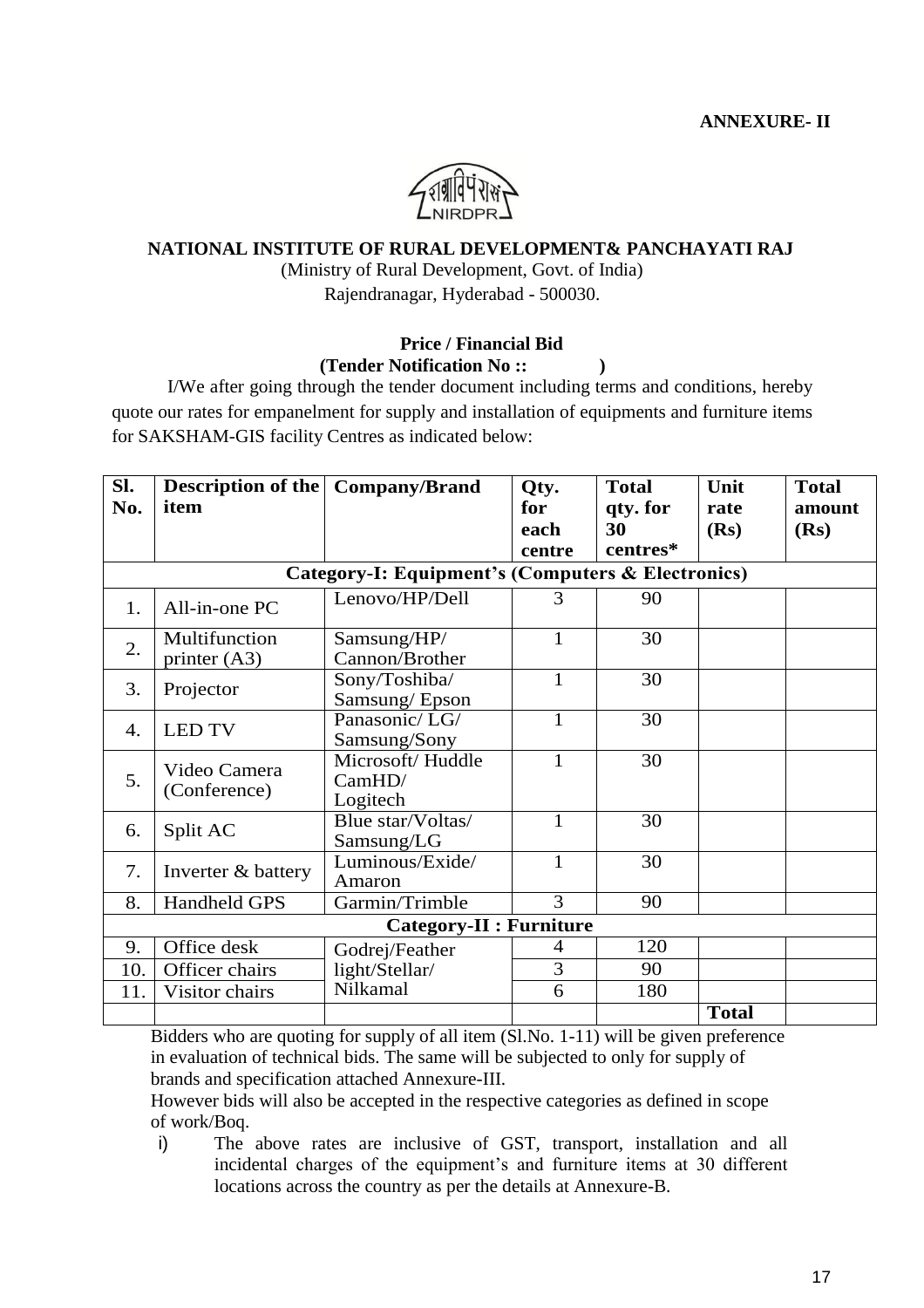**ANNEXURE- II**

शग्रावि पंरासं
NIRDPR

**NATIONAL INSTITUTE OF RURAL DEVELOPMENT& PANCHAYATI RAJ**

(Ministry of Rural Development, Govt. of India)

Rajendranagar, Hyderabad - 500030.

**Price / Financial Bid**

**(Tender Notification No :: )**

I/We after going through the tender document including terms and conditions, hereby quote our rates for empanelment for supply and installation of equipments and furniture items for SAKSHAM-GIS facility Centres as indicated below:

| Sl. No. | Description of the item | Company/Brand | Qty. for each centre | Total qty. for 30 centres* | Unit rate (Rs) | Total amount (Rs) |
|---|---|---|---|---|---|---|
| **Category-I: Equipment's (Computers & Electronics)** | | | | | | |
| 1. | All-in-one PC | Lenovo/HP/Dell | 3 | 90 | | |
| 2. | Multifunction printer (A3) | Samsung/HP/ Cannon/Brother | 1 | 30 | | |
| 3. | Projector | Sony/Toshiba/ Samsung/ Epson | 1 | 30 | | |
| 4. | LED TV | Panasonic/ LG/ Samsung/Sony | 1 | 30 | | |
| 5. | Video Camera (Conference) | Microsoft/ Huddle CamHD/ Logitech | 1 | 30 | | |
| 6. | Split AC | Blue star/Voltas/ Samsung/LG | 1 | 30 | | |
| 7. | Inverter & battery | Luminous/Exide/ Amaron | 1 | 30 | | |
| 8. | Handheld GPS | Garmin/Trimble | 3 | 90 | | |
| **Category-II : Furniture** | | | | | | |
| 9. | Office desk | Godrej/Feather light/Stellar/ Nilkamal | 4 | 120 | | |
| 10. | Officer chairs | | 3 | 90 | | |
| 11. | Visitor chairs | | 6 | 180 | | |
| | | | | | **Total** | |

Bidders who are quoting for supply of all item (Sl.No. 1-11) will be given preference in evaluation of technical bids. The same will be subjected to only for supply of brands and specification attached Annexure-III.

However bids will also be accepted in the respective categories as defined in scope of work/Boq.

i) The above rates are inclusive of GST, transport, installation and all incidental charges of the equipment's and furniture items at 30 different locations across the country as per the details at Annexure-B.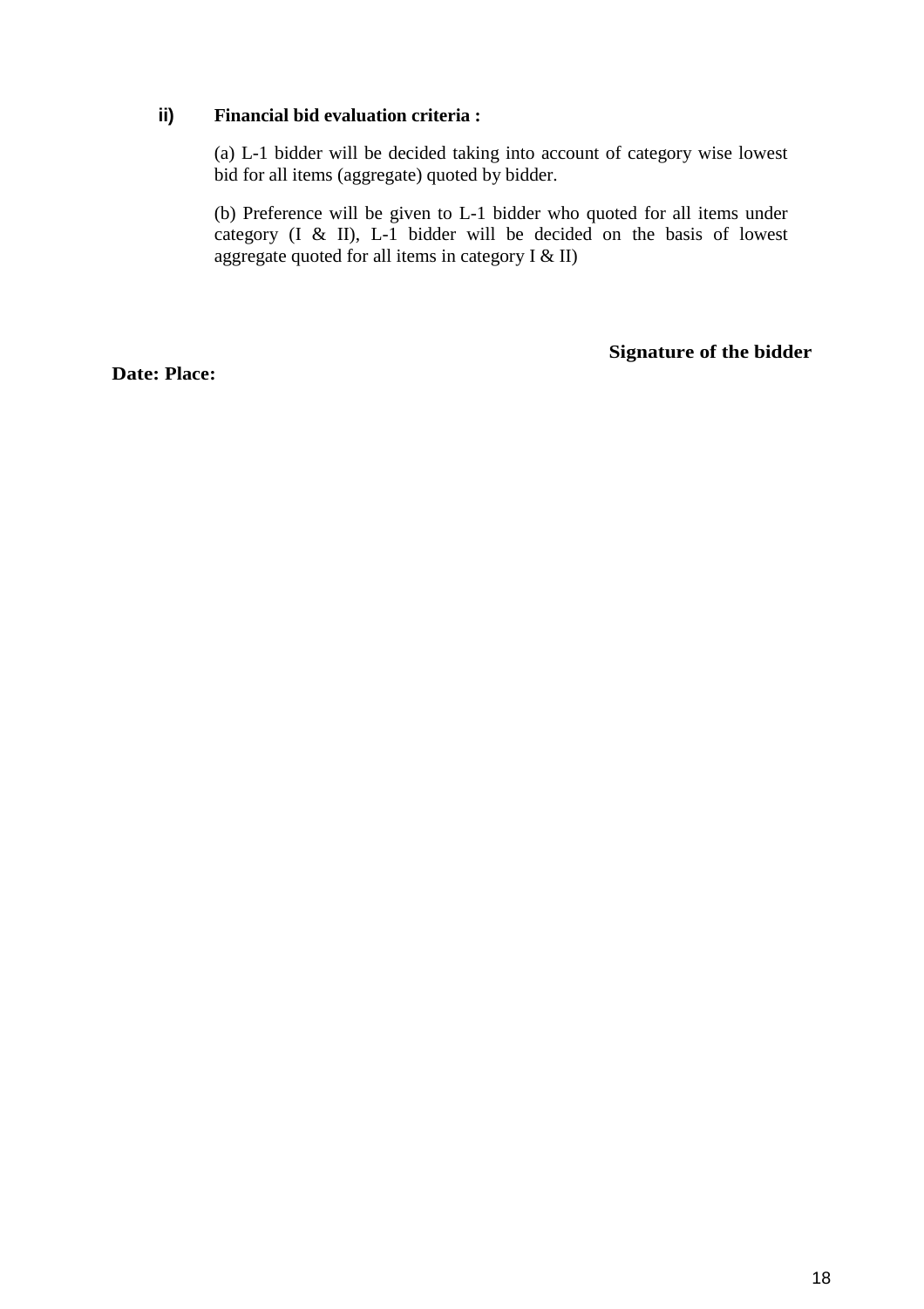**ii) Financial bid evaluation criteria :**

(a) L-1 bidder will be decided taking into account of category wise lowest bid for all items (aggregate) quoted by bidder.

(b) Preference will be given to L-1 bidder who quoted for all items under category (I & II), L-1 bidder will be decided on the basis of lowest aggregate quoted for all items in category I & II)

**Signature of the bidder**

**Date: Place:**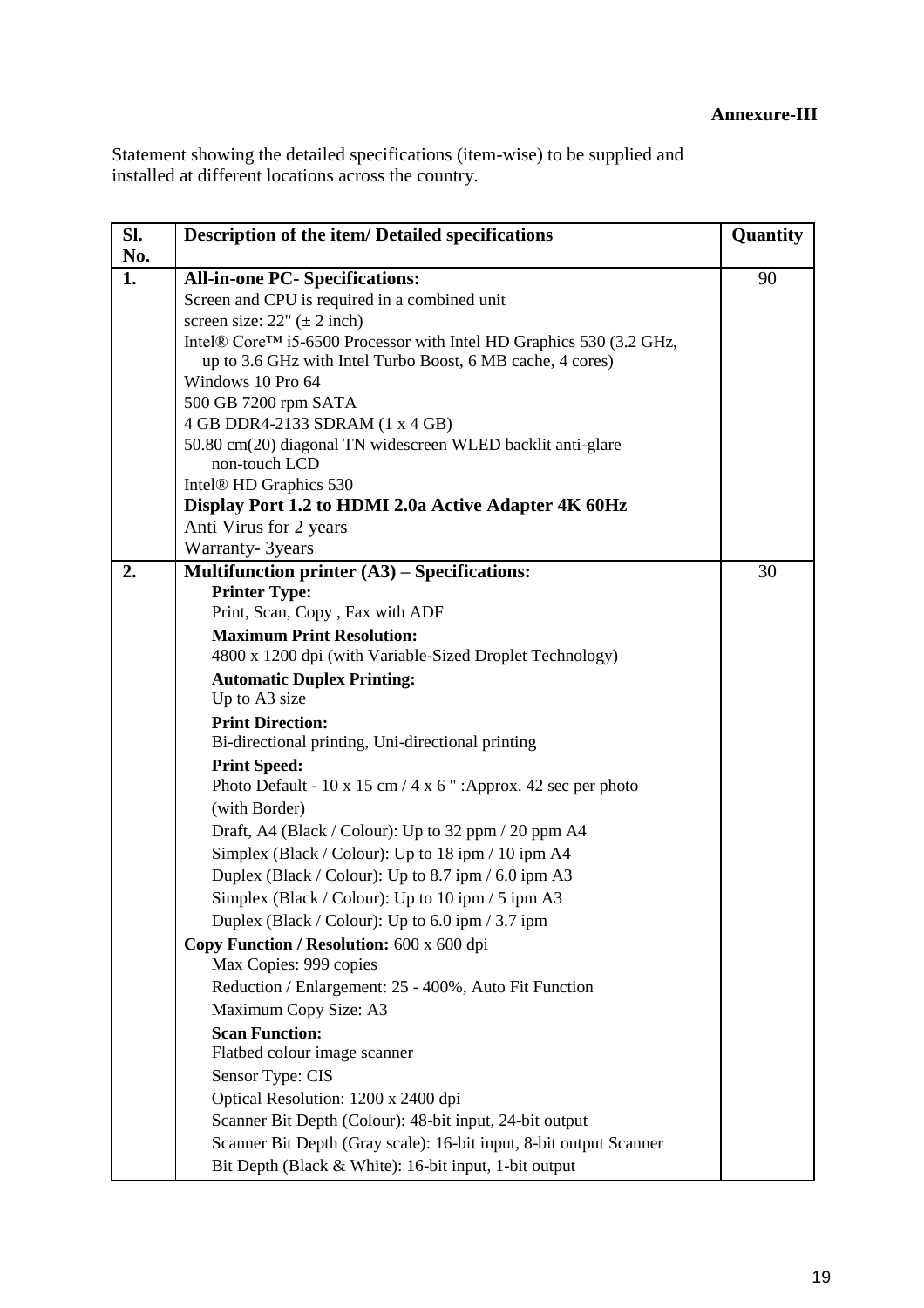**Annexure-III**

Statement showing the detailed specifications (item-wise) to be supplied and installed at different locations across the country.

| Sl. No. | Description of the item/ Detailed specifications | Quantity |
|---|---|---|
| 1. | **All-in-one PC- Specifications:**<br>Screen and CPU is required in a combined unit<br>screen size: 22" (± 2 inch)<br>Intel® Core™ i5-6500 Processor with Intel HD Graphics 530 (3.2 GHz, up to 3.6 GHz with Intel Turbo Boost, 6 MB cache, 4 cores)<br>Windows 10 Pro 64<br>500 GB 7200 rpm SATA<br>4 GB DDR4-2133 SDRAM (1 x 4 GB)<br>50.80 cm(20) diagonal TN widescreen WLED backlit anti-glare non-touch LCD<br>Intel® HD Graphics 530<br>**Display Port 1.2 to HDMI 2.0a Active Adapter 4K 60Hz**<br>Anti Virus for 2 years<br>Warranty- 3years | 90 |
| 2. | **Multifunction printer (A3) – Specifications:**<br>**Printer Type:**<br>Print, Scan, Copy , Fax with ADF<br>**Maximum Print Resolution:**<br>4800 x 1200 dpi (with Variable-Sized Droplet Technology)<br>**Automatic Duplex Printing:**<br>Up to A3 size<br>**Print Direction:**<br>Bi-directional printing, Uni-directional printing<br>**Print Speed:**<br>Photo Default - 10 x 15 cm / 4 x 6 " :Approx. 42 sec per photo (with Border)<br>Draft, A4 (Black / Colour): Up to 32 ppm / 20 ppm A4<br>Simplex (Black / Colour): Up to 18 ipm / 10 ipm A4<br>Duplex (Black / Colour): Up to 8.7 ipm / 6.0 ipm A3<br>Simplex (Black / Colour): Up to 10 ipm / 5 ipm A3<br>Duplex (Black / Colour): Up to 6.0 ipm / 3.7 ipm<br>**Copy Function / Resolution:** 600 x 600 dpi<br>Max Copies: 999 copies<br>Reduction / Enlargement: 25 - 400%, Auto Fit Function<br>Maximum Copy Size: A3<br>**Scan Function:**<br>Flatbed colour image scanner<br>Sensor Type: CIS<br>Optical Resolution: 1200 x 2400 dpi<br>Scanner Bit Depth (Colour): 48-bit input, 24-bit output<br>Scanner Bit Depth (Gray scale): 16-bit input, 8-bit output Scanner<br>Bit Depth (Black & White): 16-bit input, 1-bit output | 30 |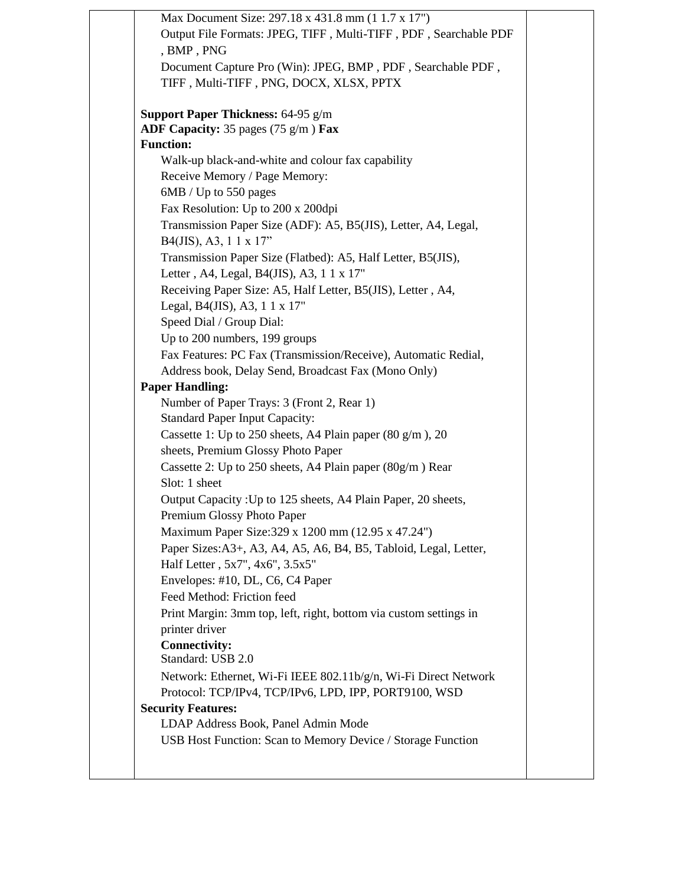| | | |
|---|---|---|
| | Max Document Size: 297.18 x 431.8 mm (1 1.7 x 17")<br>Output File Formats: JPEG, TIFF , Multi-TIFF , PDF , Searchable PDF , BMP , PNG<br>Document Capture Pro (Win): JPEG, BMP , PDF , Searchable PDF , TIFF , Multi-TIFF , PNG, DOCX, XLSX, PPTX<br><br>**Support Paper Thickness:** 64-95 g/m<br>**ADF Capacity:** 35 pages (75 g/m ) **Fax Function:**<br>Walk-up black-and-white and colour fax capability<br>Receive Memory / Page Memory:<br>6MB / Up to 550 pages<br>Fax Resolution: Up to 200 x 200dpi<br>Transmission Paper Size (ADF): A5, B5(JIS), Letter, A4, Legal, B4(JIS), A3, 1 1 x 17"<br>Transmission Paper Size (Flatbed): A5, Half Letter, B5(JIS), Letter , A4, Legal, B4(JIS), A3, 1 1 x 17"<br>Receiving Paper Size: A5, Half Letter, B5(JIS), Letter , A4, Legal, B4(JIS), A3, 1 1 x 17"<br>Speed Dial / Group Dial:<br>Up to 200 numbers, 199 groups<br>Fax Features: PC Fax (Transmission/Receive), Automatic Redial, Address book, Delay Send, Broadcast Fax (Mono Only)<br>**Paper Handling:**<br>Number of Paper Trays: 3 (Front 2, Rear 1)<br>Standard Paper Input Capacity:<br>Cassette 1: Up to 250 sheets, A4 Plain paper (80 g/m ), 20 sheets, Premium Glossy Photo Paper<br>Cassette 2: Up to 250 sheets, A4 Plain paper (80g/m ) Rear Slot: 1 sheet<br>Output Capacity :Up to 125 sheets, A4 Plain Paper, 20 sheets, Premium Glossy Photo Paper<br>Maximum Paper Size:329 x 1200 mm (12.95 x 47.24")<br>Paper Sizes:A3+, A3, A4, A5, A6, B4, B5, Tabloid, Legal, Letter, Half Letter , 5x7", 4x6", 3.5x5"<br>Envelopes: #10, DL, C6, C4 Paper<br>Feed Method: Friction feed<br>Print Margin: 3mm top, left, right, bottom via custom settings in printer driver<br>**Connectivity:**<br>Standard: USB 2.0<br>Network: Ethernet, Wi-Fi IEEE 802.11b/g/n, Wi-Fi Direct Network Protocol: TCP/IPv4, TCP/IPv6, LPD, IPP, PORT9100, WSD<br>**Security Features:**<br>LDAP Address Book, Panel Admin Mode<br>USB Host Function: Scan to Memory Device / Storage Function | |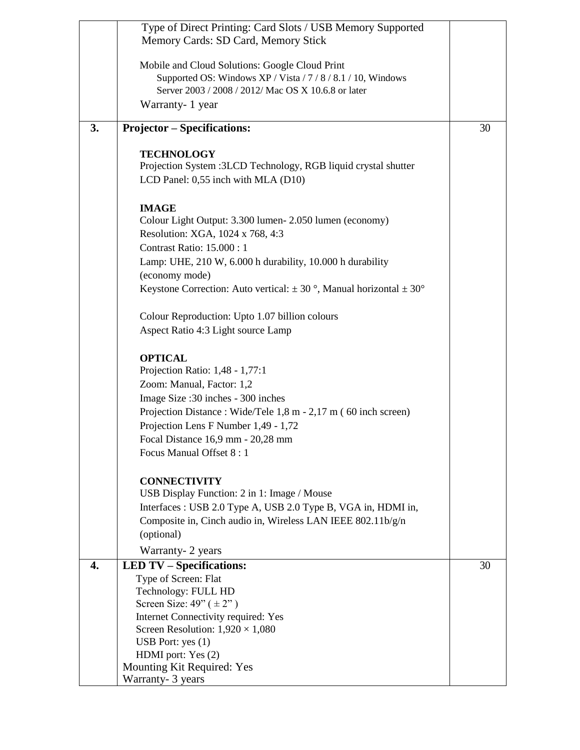| | | |
|---|---|---|
| | Type of Direct Printing: Card Slots / USB Memory Supported<br>Memory Cards: SD Card, Memory Stick<br><br>Mobile and Cloud Solutions: Google Cloud Print<br>Supported OS: Windows XP / Vista / 7 / 8 / 8.1 / 10, Windows Server 2003 / 2008 / 2012/ Mac OS X 10.6.8 or later<br>Warranty- 1 year | |
| **3.** | **Projector – Specifications:**<br><br>**TECHNOLOGY**<br>Projection System :3LCD Technology, RGB liquid crystal shutter<br>LCD Panel: 0,55 inch with MLA (D10)<br><br>**IMAGE**<br>Colour Light Output: 3.300 lumen- 2.050 lumen (economy)<br>Resolution: XGA, 1024 x 768, 4:3<br>Contrast Ratio: 15.000 : 1<br>Lamp: UHE, 210 W, 6.000 h durability, 10.000 h durability (economy mode)<br>Keystone Correction: Auto vertical: ± 30 °, Manual horizontal ± 30°<br><br>Colour Reproduction: Upto 1.07 billion colours<br>Aspect Ratio 4:3 Light source Lamp<br><br>**OPTICAL**<br>Projection Ratio: 1,48 - 1,77:1<br>Zoom: Manual, Factor: 1,2<br>Image Size :30 inches - 300 inches<br>Projection Distance : Wide/Tele 1,8 m - 2,17 m ( 60 inch screen)<br>Projection Lens F Number 1,49 - 1,72<br>Focal Distance 16,9 mm - 20,28 mm<br>Focus Manual Offset 8 : 1<br><br>**CONNECTIVITY**<br>USB Display Function: 2 in 1: Image / Mouse<br>Interfaces : USB 2.0 Type A, USB 2.0 Type B, VGA in, HDMI in, Composite in, Cinch audio in, Wireless LAN IEEE 802.11b/g/n (optional)<br>Warranty- 2 years | 30 |
| **4.** | **LED TV – Specifications:**<br>Type of Screen: Flat<br>Technology: FULL HD<br>Screen Size: 49" ( ± 2" )<br>Internet Connectivity required: Yes<br>Screen Resolution: 1,920 × 1,080<br>USB Port: yes (1)<br>HDMI port: Yes (2)<br>Mounting Kit Required: Yes<br>Warranty- 3 years | 30 |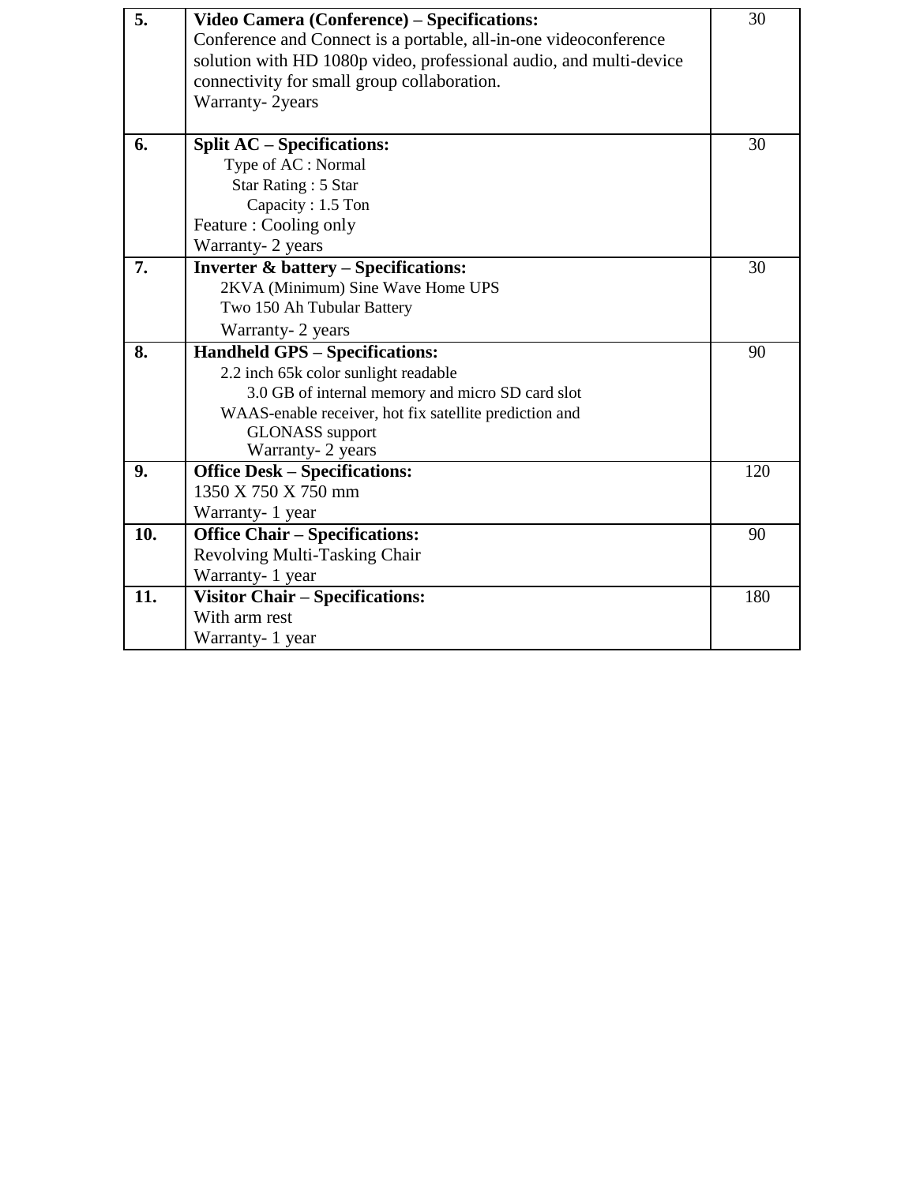| | | |
|---|---|---|
| **5.** | **Video Camera (Conference) – Specifications:**<br>Conference and Connect is a portable, all-in-one videoconference solution with HD 1080p video, professional audio, and multi-device connectivity for small group collaboration.<br>Warranty- 2years | 30 |
| **6.** | **Split AC – Specifications:**<br>Type of AC : Normal<br>Star Rating : 5 Star<br>Capacity : 1.5 Ton<br>Feature : Cooling only<br>Warranty- 2 years | 30 |
| **7.** | **Inverter & battery – Specifications:**<br>2KVA (Minimum) Sine Wave Home UPS<br>Two 150 Ah Tubular Battery<br>Warranty- 2 years | 30 |
| **8.** | **Handheld GPS – Specifications:**<br>2.2 inch 65k color sunlight readable<br>3.0 GB of internal memory and micro SD card slot<br>WAAS-enable receiver, hot fix satellite prediction and GLONASS support<br>Warranty- 2 years | 90 |
| **9.** | **Office Desk – Specifications:**<br>1350 X 750 X 750 mm<br>Warranty- 1 year | 120 |
| **10.** | **Office Chair – Specifications:**<br>Revolving Multi-Tasking Chair<br>Warranty- 1 year | 90 |
| **11.** | **Visitor Chair – Specifications:**<br>With arm rest<br>Warranty- 1 year | 180 |